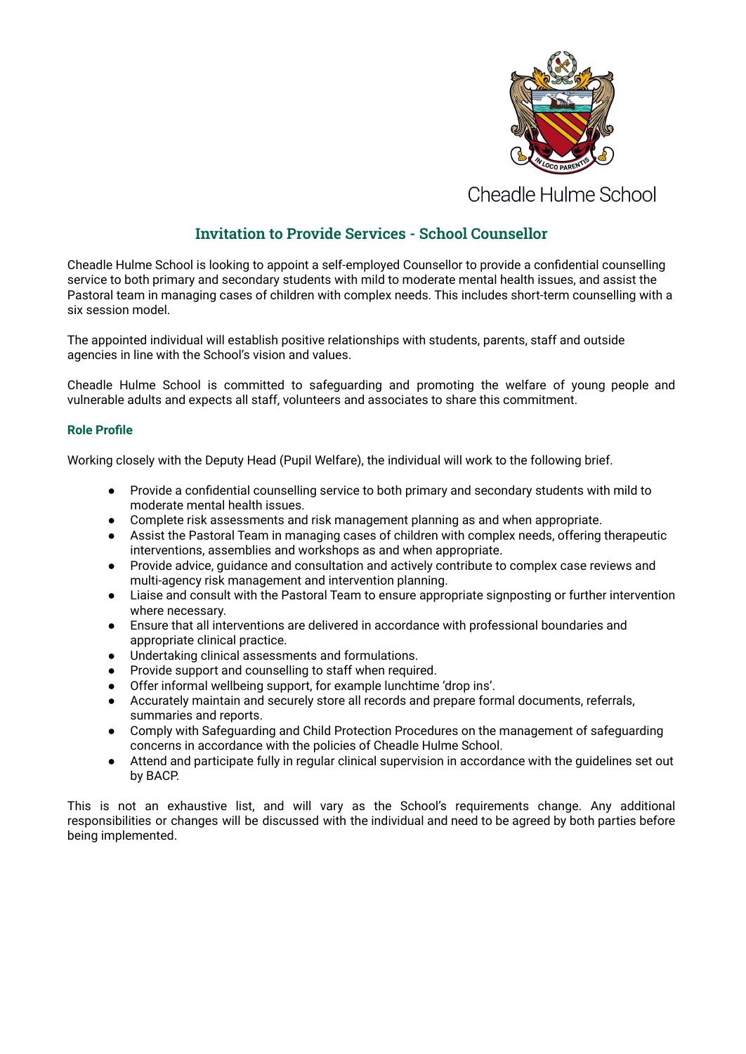Cheadle Hulme School

# Invitation to Provide Services - School Counsellor

Cheadle Hulme School is looking to appoint a self-employed Counsellor to provide a confidential counselling service to both primary and secondary students with mild to moderate mental health issues, and assist the Pastoral team in managing cases of children with complex needs. This includes short-term counselling with a six session model.

The appointed individual will establish positive relationships with students, parents, staff and outside agencies in line with the School's vision and values.

Cheadle Hulme School is committed to safeguarding and promoting the welfare of young people and vulnerable adults and expects all staff, volunteers and associates to share this commitment.

## Role Profile

Working closely with the Deputy Head (Pupil Welfare), the individual will work to the following brief.

- Provide a confidential counselling service to both primary and secondary students with mild to moderate mental health issues.
- Complete risk assessments and risk management planning as and when appropriate.
- Assist the Pastoral Team in managing cases of children with complex needs, offering therapeutic interventions, assemblies and workshops as and when appropriate.
- Provide advice, guidance and consultation and actively contribute to complex case reviews and multi-agency risk management and intervention planning.
- Liaise and consult with the Pastoral Team to ensure appropriate signposting or further intervention where necessary.
- Ensure that all interventions are delivered in accordance with professional boundaries and appropriate clinical practice.
- Undertaking clinical assessments and formulations.
- Provide support and counselling to staff when required.
- Offer informal wellbeing support, for example lunchtime 'drop ins'.
- Accurately maintain and securely store all records and prepare formal documents, referrals, summaries and reports.
- Comply with Safeguarding and Child Protection Procedures on the management of safeguarding concerns in accordance with the policies of Cheadle Hulme School.
- Attend and participate fully in regular clinical supervision in accordance with the guidelines set out by BACP.

This is not an exhaustive list, and will vary as the School's requirements change. Any additional responsibilities or changes will be discussed with the individual and need to be agreed by both parties before being implemented.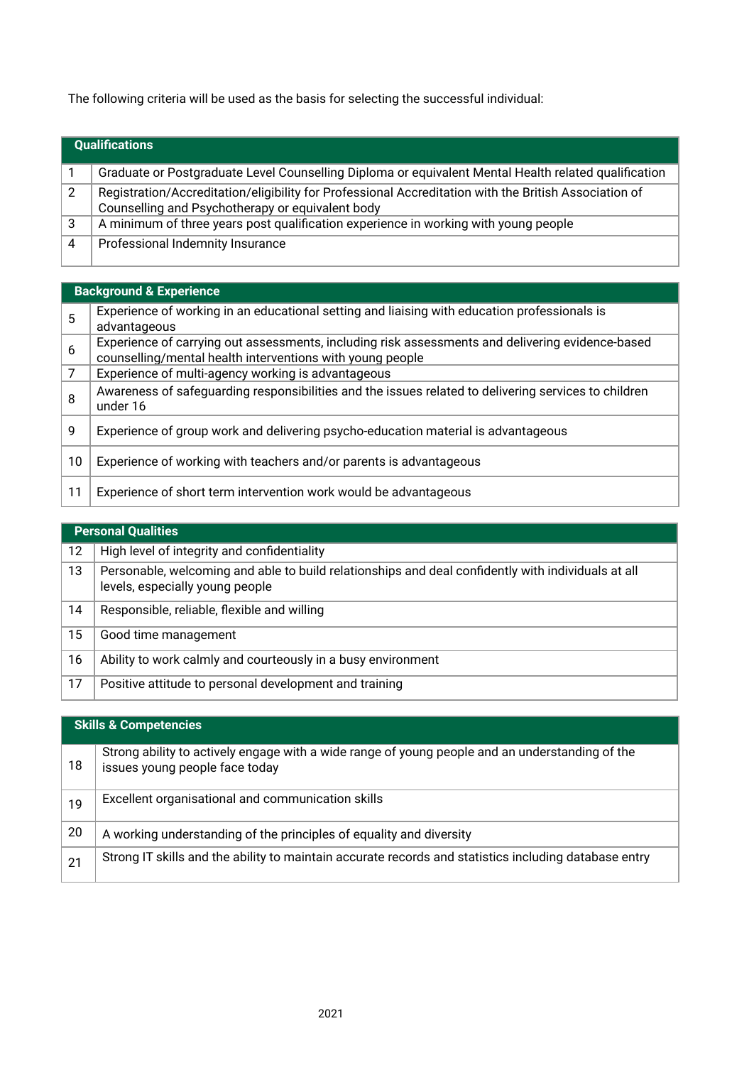The following criteria will be used as the basis for selecting the successful individual:

| | Qualifications |
|---|---|
| 1 | Graduate or Postgraduate Level Counselling Diploma or equivalent Mental Health related qualification |
| 2 | Registration/Accreditation/eligibility for Professional Accreditation with the British Association of Counselling and Psychotherapy or equivalent body |
| 3 | A minimum of three years post qualification experience in working with young people |
| 4 | Professional Indemnity Insurance |

| | Background & Experience |
|---|---|
| 5 | Experience of working in an educational setting and liaising with education professionals is advantageous |
| 6 | Experience of carrying out assessments, including risk assessments and delivering evidence-based counselling/mental health interventions with young people |
| 7 | Experience of multi-agency working is advantageous |
| 8 | Awareness of safeguarding responsibilities and the issues related to delivering services to children under 16 |
| 9 | Experience of group work and delivering psycho-education material is advantageous |
| 10 | Experience of working with teachers and/or parents is advantageous |
| 11 | Experience of short term intervention work would be advantageous |

| | Personal Qualities |
|---|---|
| 12 | High level of integrity and confidentiality |
| 13 | Personable, welcoming and able to build relationships and deal confidently with individuals at all levels, especially young people |
| 14 | Responsible, reliable, flexible and willing |
| 15 | Good time management |
| 16 | Ability to work calmly and courteously in a busy environment |
| 17 | Positive attitude to personal development and training |

| | Skills & Competencies |
|---|---|
| 18 | Strong ability to actively engage with a wide range of young people and an understanding of the issues young people face today |
| 19 | Excellent organisational and communication skills |
| 20 | A working understanding of the principles of equality and diversity |
| 21 | Strong IT skills and the ability to maintain accurate records and statistics including database entry |

2021